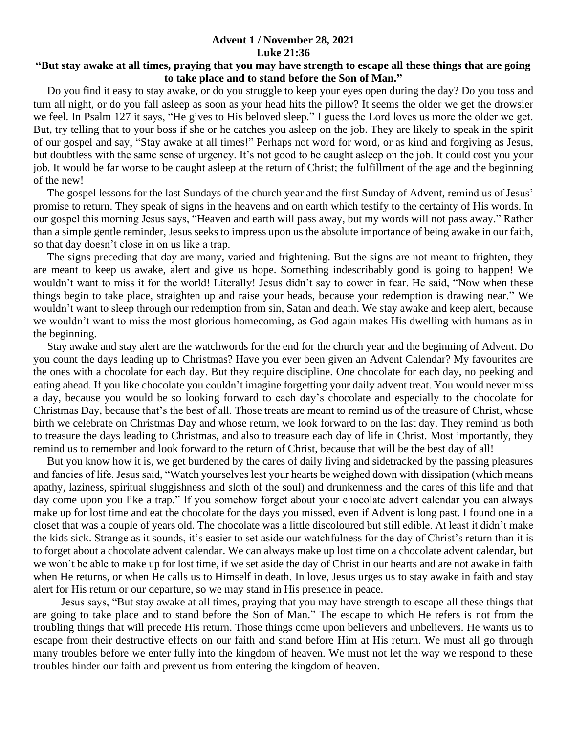**Advent 1 / November 28, 2021**
**Luke 21:36**

**"But stay awake at all times, praying that you may have strength to escape all these things that are going to take place and to stand before the Son of Man."**

Do you find it easy to stay awake, or do you struggle to keep your eyes open during the day? Do you toss and turn all night, or do you fall asleep as soon as your head hits the pillow? It seems the older we get the drowsier we feel. In Psalm 127 it says, "He gives to His beloved sleep." I guess the Lord loves us more the older we get. But, try telling that to your boss if she or he catches you asleep on the job. They are likely to speak in the spirit of our gospel and say, "Stay awake at all times!" Perhaps not word for word, or as kind and forgiving as Jesus, but doubtless with the same sense of urgency. It's not good to be caught asleep on the job. It could cost you your job. It would be far worse to be caught asleep at the return of Christ; the fulfillment of the age and the beginning of the new!

The gospel lessons for the last Sundays of the church year and the first Sunday of Advent, remind us of Jesus' promise to return. They speak of signs in the heavens and on earth which testify to the certainty of His words. In our gospel this morning Jesus says, "Heaven and earth will pass away, but my words will not pass away." Rather than a simple gentle reminder, Jesus seeks to impress upon us the absolute importance of being awake in our faith, so that day doesn't close in on us like a trap.

The signs preceding that day are many, varied and frightening. But the signs are not meant to frighten, they are meant to keep us awake, alert and give us hope. Something indescribably good is going to happen! We wouldn't want to miss it for the world! Literally! Jesus didn't say to cower in fear. He said, "Now when these things begin to take place, straighten up and raise your heads, because your redemption is drawing near." We wouldn't want to sleep through our redemption from sin, Satan and death. We stay awake and keep alert, because we wouldn't want to miss the most glorious homecoming, as God again makes His dwelling with humans as in the beginning.

Stay awake and stay alert are the watchwords for the end for the church year and the beginning of Advent. Do you count the days leading up to Christmas? Have you ever been given an Advent Calendar? My favourites are the ones with a chocolate for each day. But they require discipline. One chocolate for each day, no peeking and eating ahead. If you like chocolate you couldn't imagine forgetting your daily advent treat. You would never miss a day, because you would be so looking forward to each day's chocolate and especially to the chocolate for Christmas Day, because that's the best of all. Those treats are meant to remind us of the treasure of Christ, whose birth we celebrate on Christmas Day and whose return, we look forward to on the last day. They remind us both to treasure the days leading to Christmas, and also to treasure each day of life in Christ. Most importantly, they remind us to remember and look forward to the return of Christ, because that will be the best day of all!

But you know how it is, we get burdened by the cares of daily living and sidetracked by the passing pleasures and fancies of life. Jesus said, "Watch yourselves lest your hearts be weighed down with dissipation (which means apathy, laziness, spiritual sluggishness and sloth of the soul) and drunkenness and the cares of this life and that day come upon you like a trap." If you somehow forget about your chocolate advent calendar you can always make up for lost time and eat the chocolate for the days you missed, even if Advent is long past. I found one in a closet that was a couple of years old. The chocolate was a little discoloured but still edible. At least it didn't make the kids sick. Strange as it sounds, it's easier to set aside our watchfulness for the day of Christ's return than it is to forget about a chocolate advent calendar. We can always make up lost time on a chocolate advent calendar, but we won't be able to make up for lost time, if we set aside the day of Christ in our hearts and are not awake in faith when He returns, or when He calls us to Himself in death. In love, Jesus urges us to stay awake in faith and stay alert for His return or our departure, so we may stand in His presence in peace.

Jesus says, "But stay awake at all times, praying that you may have strength to escape all these things that are going to take place and to stand before the Son of Man." The escape to which He refers is not from the troubling things that will precede His return. Those things come upon believers and unbelievers. He wants us to escape from their destructive effects on our faith and stand before Him at His return. We must all go through many troubles before we enter fully into the kingdom of heaven. We must not let the way we respond to these troubles hinder our faith and prevent us from entering the kingdom of heaven.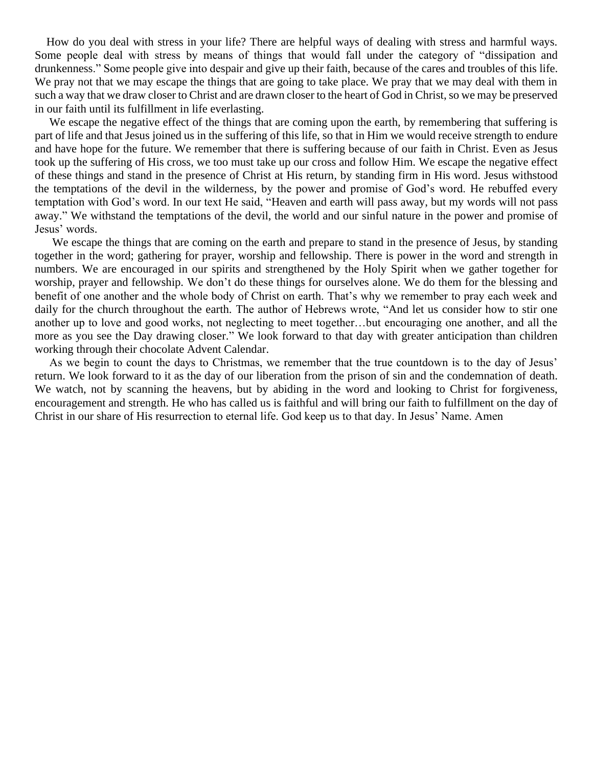How do you deal with stress in your life? There are helpful ways of dealing with stress and harmful ways. Some people deal with stress by means of things that would fall under the category of "dissipation and drunkenness." Some people give into despair and give up their faith, because of the cares and troubles of this life. We pray not that we may escape the things that are going to take place. We pray that we may deal with them in such a way that we draw closer to Christ and are drawn closer to the heart of God in Christ, so we may be preserved in our faith until its fulfillment in life everlasting.

We escape the negative effect of the things that are coming upon the earth, by remembering that suffering is part of life and that Jesus joined us in the suffering of this life, so that in Him we would receive strength to endure and have hope for the future. We remember that there is suffering because of our faith in Christ. Even as Jesus took up the suffering of His cross, we too must take up our cross and follow Him. We escape the negative effect of these things and stand in the presence of Christ at His return, by standing firm in His word. Jesus withstood the temptations of the devil in the wilderness, by the power and promise of God's word. He rebuffed every temptation with God's word. In our text He said, "Heaven and earth will pass away, but my words will not pass away." We withstand the temptations of the devil, the world and our sinful nature in the power and promise of Jesus' words.

We escape the things that are coming on the earth and prepare to stand in the presence of Jesus, by standing together in the word; gathering for prayer, worship and fellowship. There is power in the word and strength in numbers. We are encouraged in our spirits and strengthened by the Holy Spirit when we gather together for worship, prayer and fellowship. We don't do these things for ourselves alone. We do them for the blessing and benefit of one another and the whole body of Christ on earth. That's why we remember to pray each week and daily for the church throughout the earth. The author of Hebrews wrote, "And let us consider how to stir one another up to love and good works, not neglecting to meet together…but encouraging one another, and all the more as you see the Day drawing closer." We look forward to that day with greater anticipation than children working through their chocolate Advent Calendar.

As we begin to count the days to Christmas, we remember that the true countdown is to the day of Jesus' return. We look forward to it as the day of our liberation from the prison of sin and the condemnation of death. We watch, not by scanning the heavens, but by abiding in the word and looking to Christ for forgiveness, encouragement and strength. He who has called us is faithful and will bring our faith to fulfillment on the day of Christ in our share of His resurrection to eternal life. God keep us to that day. In Jesus' Name. Amen